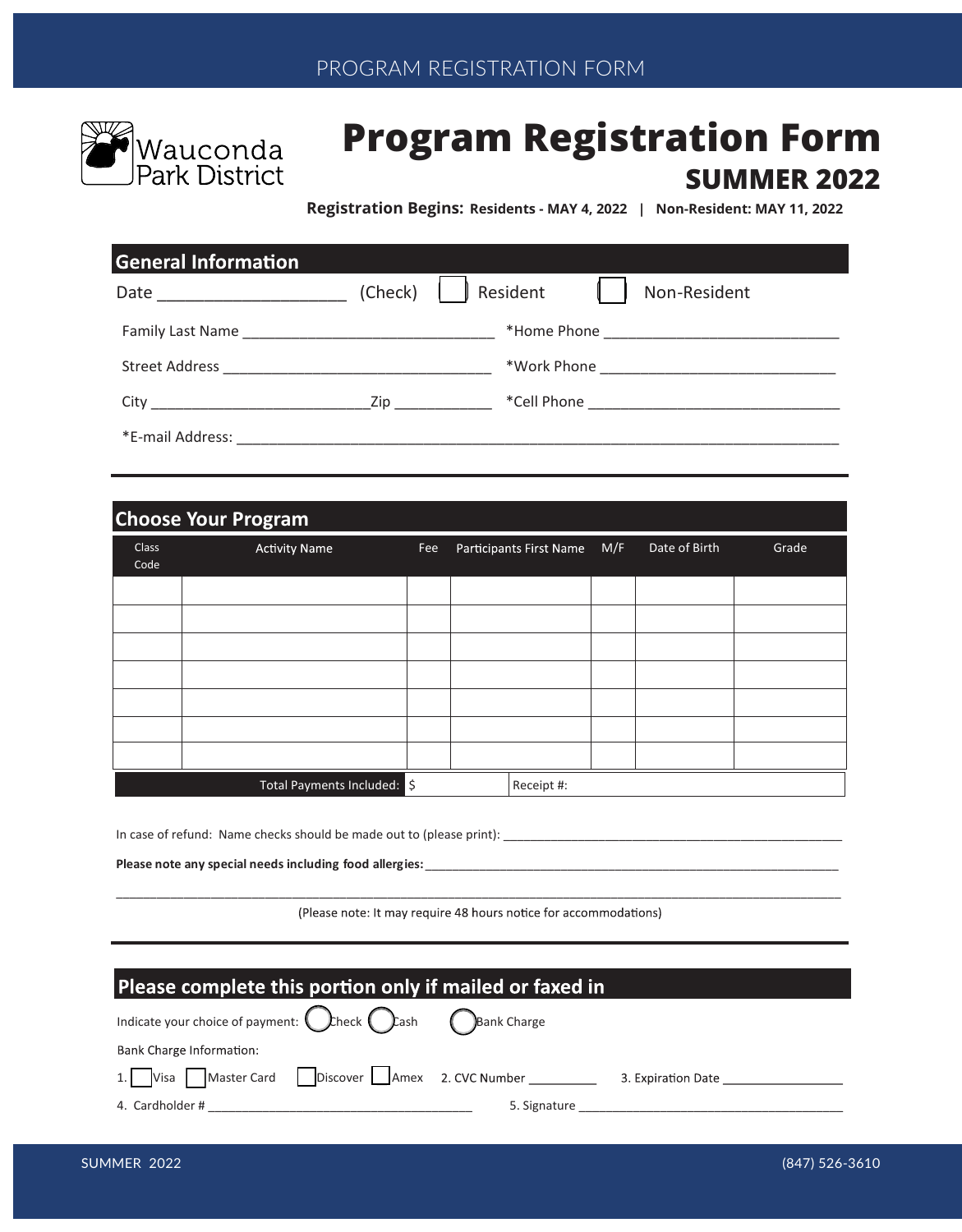PROGRAM REGISTRATION FORM

Wauconda Park District

# Program Registration Form

## SUMMER 2022

**Registration Begins: Residents - MAY 4, 2022 | Non-Resident: MAY 11, 2022**

## General Information

Date ____________________ (Check) ☐ Resident ☐ Non-Resident

Family Last Name ______________________________ *Home Phone ____________________________

Street Address ________________________________ *Work Phone ____________________________

City __________________________Zip ___________ *Cell Phone ______________________________

*E-mail Address: __________________________________________________________________________

## Choose Your Program

| Class Code | Activity Name | Fee | Participants First Name | M/F | Date of Birth | Grade |
|---|---|---|---|---|---|---|
| | | | | | | |
| | | | | | | |
| | | | | | | |
| | | | | | | |
| | | | | | | |
| | | | | | | |
| | | | | | | |

Total Payments Included: $ | Receipt #:

In case of refund: Name checks should be made out to (please print): ______________________________________________

**Please note any special needs including food allergies:** ____________________________________________________________

______________________________________________________________________________________________

(Please note: It may require 48 hours notice for accommodations)

## Please complete this portion only if mailed or faxed in

Indicate your choice of payment: ◯ Check ◯ Cash ◯ Bank Charge

Bank Charge Information:

1. ☐ Visa ☐ Master Card ☐ Discover ☐ Amex 2. CVC Number _________ 3. Expiration Date _________________

4. Cardholder # ______________________________________ 5. Signature ______________________________________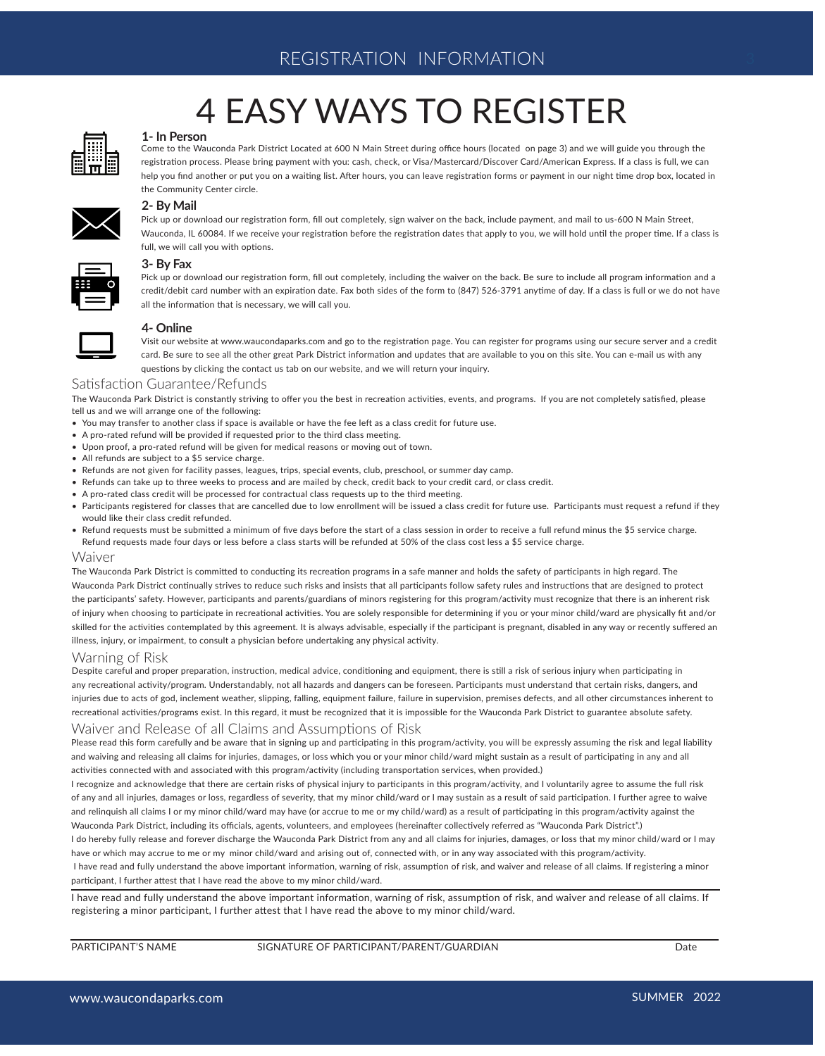# 4 EASY WAYS TO REGISTER

**1- In Person**

Come to the Wauconda Park District Located at 600 N Main Street during office hours (located on page 3) and we will guide you through the registration process. Please bring payment with you: cash, check, or Visa/Mastercard/Discover Card/American Express. If a class is full, we can help you find another or put you on a waiting list. After hours, you can leave registration forms or payment in our night time drop box, located in the Community Center circle.

**2- By Mail**

Pick up or download our registration form, fill out completely, sign waiver on the back, include payment, and mail to us-600 N Main Street, Wauconda, IL 60084. If we receive your registration before the registration dates that apply to you, we will hold until the proper time. If a class is full, we will call you with options.

**3- By Fax**

Pick up or download our registration form, fill out completely, including the waiver on the back. Be sure to include all program information and a credit/debit card number with an expiration date. Fax both sides of the form to (847) 526-3791 anytime of day. If a class is full or we do not have all the information that is necessary, we will call you.

**4- Online**

Visit our website at www.waucondaparks.com and go to the registration page. You can register for programs using our secure server and a credit card. Be sure to see all the other great Park District information and updates that are available to you on this site. You can e-mail us with any questions by clicking the contact us tab on our website, and we will return your inquiry.

## Satisfaction Guarantee/Refunds

The Wauconda Park District is constantly striving to offer you the best in recreation activities, events, and programs. If you are not completely satisfied, please tell us and we will arrange one of the following:

- You may transfer to another class if space is available or have the fee left as a class credit for future use.
- A pro-rated refund will be provided if requested prior to the third class meeting.
- Upon proof, a pro-rated refund will be given for medical reasons or moving out of town.
- All refunds are subject to a $5 service charge.
- Refunds are not given for facility passes, leagues, trips, special events, club, preschool, or summer day camp.
- Refunds can take up to three weeks to process and are mailed by check, credit back to your credit card, or class credit.
- A pro-rated class credit will be processed for contractual class requests up to the third meeting.
- Participants registered for classes that are cancelled due to low enrollment will be issued a class credit for future use. Participants must request a refund if they would like their class credit refunded.
- Refund requests must be submitted a minimum of five days before the start of a class session in order to receive a full refund minus the $5 service charge. Refund requests made four days or less before a class starts will be refunded at 50% of the class cost less a $5 service charge.

## Waiver

The Wauconda Park District is committed to conducting its recreation programs in a safe manner and holds the safety of participants in high regard. The Wauconda Park District continually strives to reduce such risks and insists that all participants follow safety rules and instructions that are designed to protect the participants' safety. However, participants and parents/guardians of minors registering for this program/activity must recognize that there is an inherent risk of injury when choosing to participate in recreational activities. You are solely responsible for determining if you or your minor child/ward are physically fit and/or skilled for the activities contemplated by this agreement. It is always advisable, especially if the participant is pregnant, disabled in any way or recently suffered an illness, injury, or impairment, to consult a physician before undertaking any physical activity.

## Warning of Risk

Despite careful and proper preparation, instruction, medical advice, conditioning and equipment, there is still a risk of serious injury when participating in any recreational activity/program. Understandably, not all hazards and dangers can be foreseen. Participants must understand that certain risks, dangers, and injuries due to acts of god, inclement weather, slipping, falling, equipment failure, failure in supervision, premises defects, and all other circumstances inherent to recreational activities/programs exist. In this regard, it must be recognized that it is impossible for the Wauconda Park District to guarantee absolute safety.

## Waiver and Release of all Claims and Assumptions of Risk

Please read this form carefully and be aware that in signing up and participating in this program/activity, you will be expressly assuming the risk and legal liability and waiving and releasing all claims for injuries, damages, or loss which you or your minor child/ward might sustain as a result of participating in any and all activities connected with and associated with this program/activity (including transportation services, when provided.)

I recognize and acknowledge that there are certain risks of physical injury to participants in this program/activity, and I voluntarily agree to assume the full risk of any and all injuries, damages or loss, regardless of severity, that my minor child/ward or I may sustain as a result of said participation. I further agree to waive and relinquish all claims I or my minor child/ward may have (or accrue to me or my child/ward) as a result of participating in this program/activity against the Wauconda Park District, including its officials, agents, volunteers, and employees (hereinafter collectively referred as "Wauconda Park District".)

I do hereby fully release and forever discharge the Wauconda Park District from any and all claims for injuries, damages, or loss that my minor child/ward or I may have or which may accrue to me or my minor child/ward and arising out of, connected with, or in any way associated with this program/activity.

I have read and fully understand the above important information, warning of risk, assumption of risk, and waiver and release of all claims. If registering a minor participant, I further attest that I have read the above to my minor child/ward.

I have read and fully understand the above important information, warning of risk, assumption of risk, and waiver and release of all claims. If registering a minor participant, I further attest that I have read the above to my minor child/ward.

PARTICIPANT'S NAME &nbsp;&nbsp;&nbsp; SIGNATURE OF PARTICIPANT/PARENT/GUARDIAN &nbsp;&nbsp;&nbsp; Date